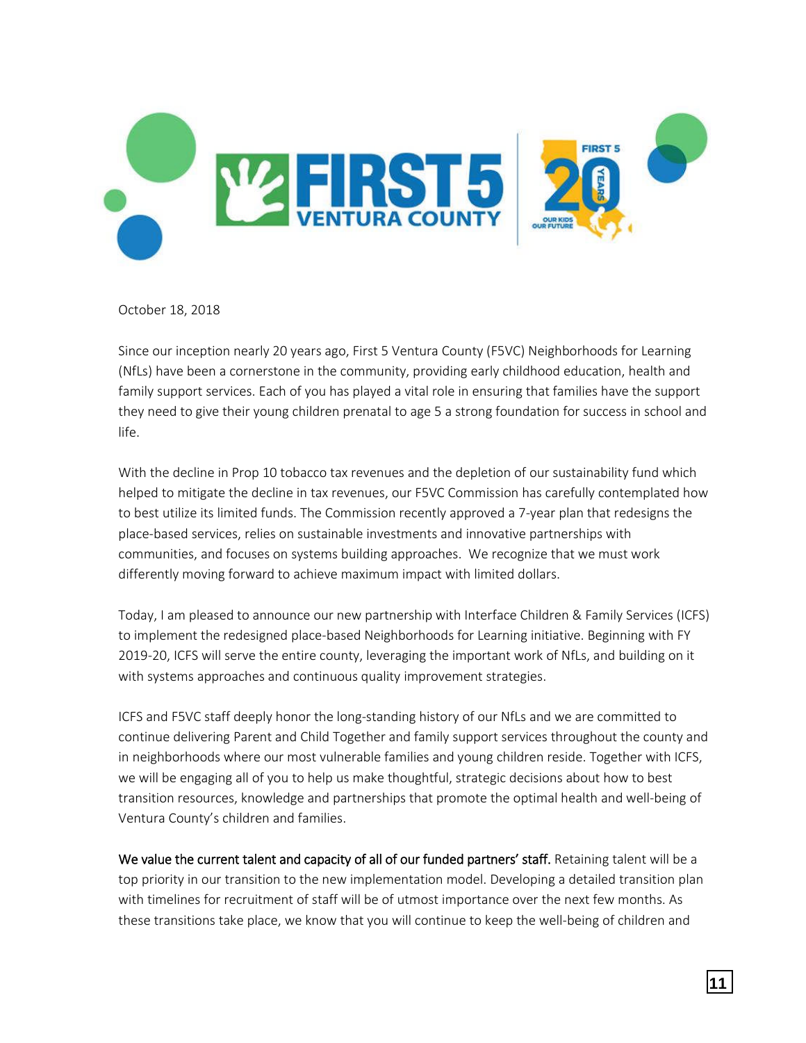October 18, 2018

Since our inception nearly 20 years ago, First 5 Ventura County (F5VC) Neighborhoods for Learning (NfLs) have been a cornerstone in the community, providing early childhood education, health and family support services. Each of you has played a vital role in ensuring that families have the support they need to give their young children prenatal to age 5 a strong foundation for success in school and life.

With the decline in Prop 10 tobacco tax revenues and the depletion of our sustainability fund which helped to mitigate the decline in tax revenues, our F5VC Commission has carefully contemplated how to best utilize its limited funds. The Commission recently approved a 7-year plan that redesigns the place-based services, relies on sustainable investments and innovative partnerships with communities, and focuses on systems building approaches. We recognize that we must work differently moving forward to achieve maximum impact with limited dollars.

Today, I am pleased to announce our new partnership with Interface Children & Family Services (ICFS) to implement the redesigned place-based Neighborhoods for Learning initiative. Beginning with FY 2019-20, ICFS will serve the entire county, leveraging the important work of NfLs, and building on it with systems approaches and continuous quality improvement strategies.

ICFS and F5VC staff deeply honor the long-standing history of our NfLs and we are committed to continue delivering Parent and Child Together and family support services throughout the county and in neighborhoods where our most vulnerable families and young children reside. Together with ICFS, we will be engaging all of you to help us make thoughtful, strategic decisions about how to best transition resources, knowledge and partnerships that promote the optimal health and well-being of Ventura County's children and families.

**We value the current talent and capacity of all of our funded partners' staff.** Retaining talent will be a top priority in our transition to the new implementation model. Developing a detailed transition plan with timelines for recruitment of staff will be of utmost importance over the next few months. As these transitions take place, we know that you will continue to keep the well-being of children and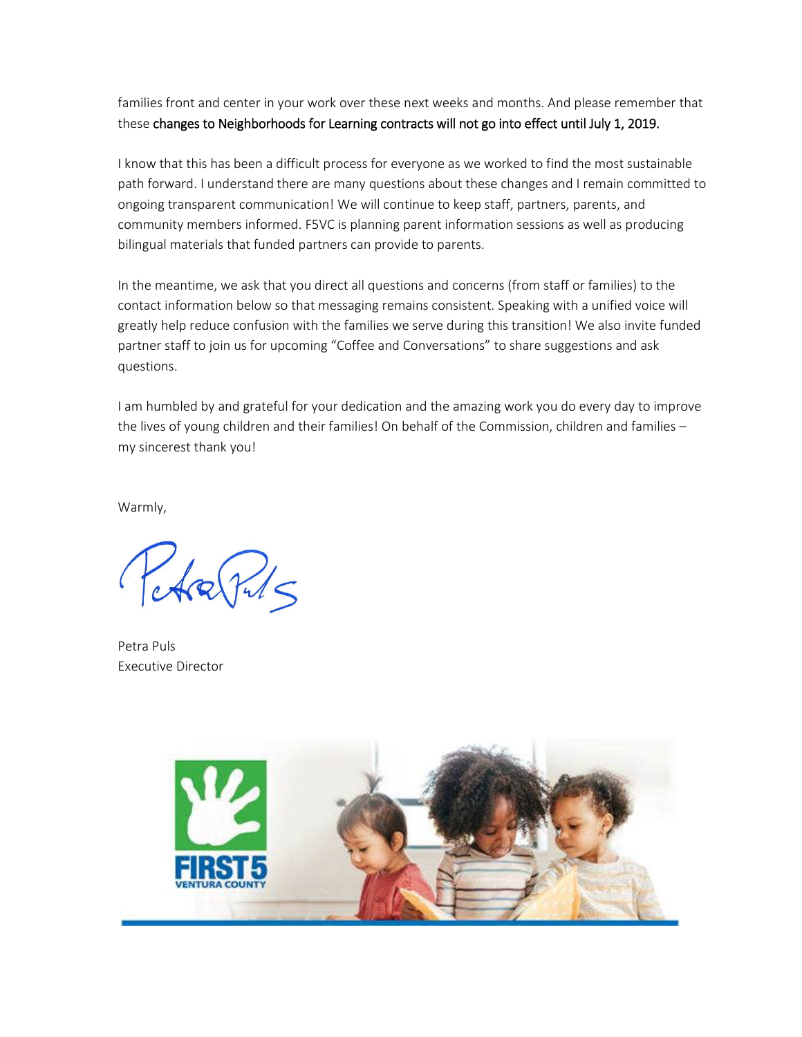families front and center in your work over these next weeks and months. And please remember that these **changes to Neighborhoods for Learning contracts will not go into effect until July 1, 2019.**

I know that this has been a difficult process for everyone as we worked to find the most sustainable path forward. I understand there are many questions about these changes and I remain committed to ongoing transparent communication! We will continue to keep staff, partners, parents, and community members informed. F5VC is planning parent information sessions as well as producing bilingual materials that funded partners can provide to parents.

In the meantime, we ask that you direct all questions and concerns (from staff or families) to the contact information below so that messaging remains consistent. Speaking with a unified voice will greatly help reduce confusion with the families we serve during this transition! We also invite funded partner staff to join us for upcoming "Coffee and Conversations" to share suggestions and ask questions.

I am humbled by and grateful for your dedication and the amazing work you do every day to improve the lives of young children and their families! On behalf of the Commission, children and families – my sincerest thank you!

Warmly,

Petra Puls
Executive Director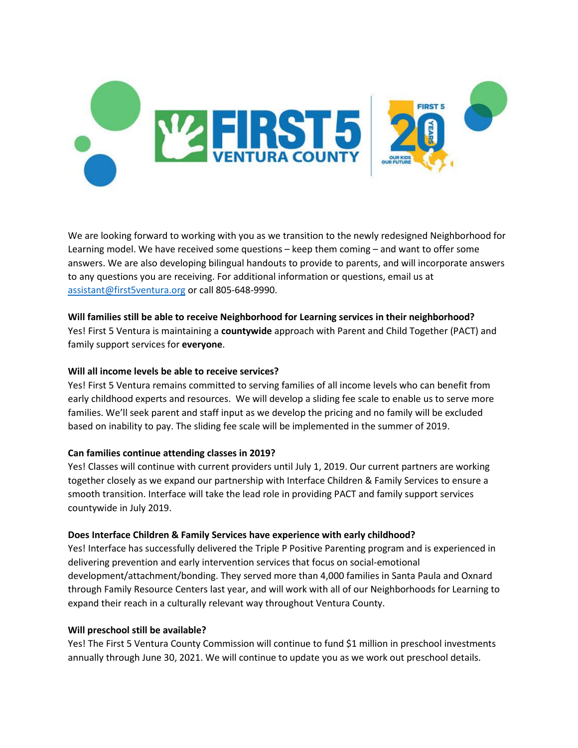We are looking forward to working with you as we transition to the newly redesigned Neighborhood for Learning model. We have received some questions – keep them coming – and want to offer some answers. We are also developing bilingual handouts to provide to parents, and will incorporate answers to any questions you are receiving. For additional information or questions, email us at [assistant@first5ventura.org](mailto:assistant@first5ventura.org) or call 805-648-9990.

**Will families still be able to receive Neighborhood for Learning services in their neighborhood?**
Yes! First 5 Ventura is maintaining a **countywide** approach with Parent and Child Together (PACT) and family support services for **everyone**.

**Will all income levels be able to receive services?**
Yes! First 5 Ventura remains committed to serving families of all income levels who can benefit from early childhood experts and resources. We will develop a sliding fee scale to enable us to serve more families. We'll seek parent and staff input as we develop the pricing and no family will be excluded based on inability to pay. The sliding fee scale will be implemented in the summer of 2019.

**Can families continue attending classes in 2019?**
Yes! Classes will continue with current providers until July 1, 2019. Our current partners are working together closely as we expand our partnership with Interface Children & Family Services to ensure a smooth transition. Interface will take the lead role in providing PACT and family support services countywide in July 2019.

**Does Interface Children & Family Services have experience with early childhood?**
Yes! Interface has successfully delivered the Triple P Positive Parenting program and is experienced in delivering prevention and early intervention services that focus on social-emotional development/attachment/bonding. They served more than 4,000 families in Santa Paula and Oxnard through Family Resource Centers last year, and will work with all of our Neighborhoods for Learning to expand their reach in a culturally relevant way throughout Ventura County.

**Will preschool still be available?**
Yes! The First 5 Ventura County Commission will continue to fund $1 million in preschool investments annually through June 30, 2021. We will continue to update you as we work out preschool details.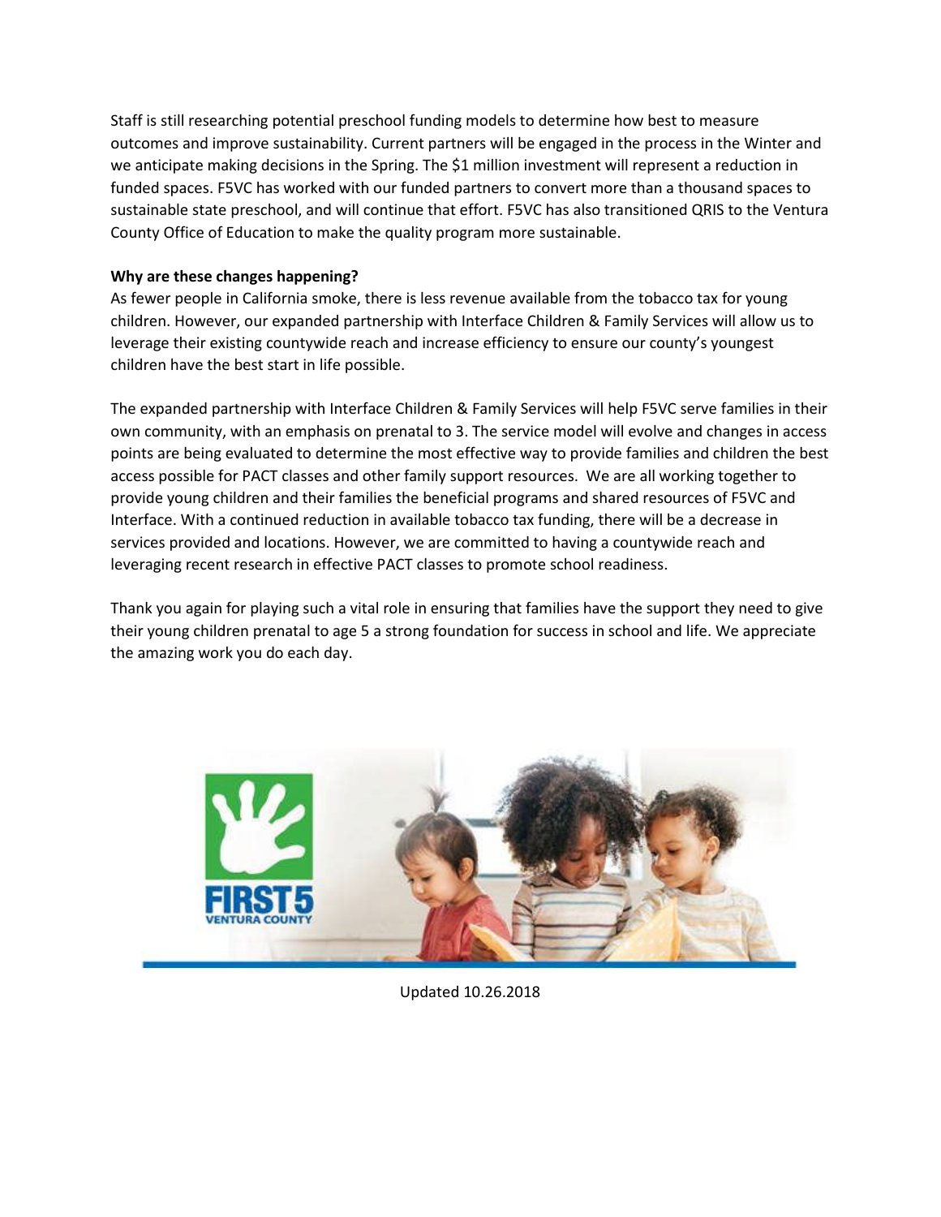Staff is still researching potential preschool funding models to determine how best to measure outcomes and improve sustainability. Current partners will be engaged in the process in the Winter and we anticipate making decisions in the Spring. The $1 million investment will represent a reduction in funded spaces. F5VC has worked with our funded partners to convert more than a thousand spaces to sustainable state preschool, and will continue that effort. F5VC has also transitioned QRIS to the Ventura County Office of Education to make the quality program more sustainable.

**Why are these changes happening?**

As fewer people in California smoke, there is less revenue available from the tobacco tax for young children. However, our expanded partnership with Interface Children & Family Services will allow us to leverage their existing countywide reach and increase efficiency to ensure our county's youngest children have the best start in life possible.

The expanded partnership with Interface Children & Family Services will help F5VC serve families in their own community, with an emphasis on prenatal to 3. The service model will evolve and changes in access points are being evaluated to determine the most effective way to provide families and children the best access possible for PACT classes and other family support resources. We are all working together to provide young children and their families the beneficial programs and shared resources of F5VC and Interface. With a continued reduction in available tobacco tax funding, there will be a decrease in services provided and locations. However, we are committed to having a countywide reach and leveraging recent research in effective PACT classes to promote school readiness.

Thank you again for playing such a vital role in ensuring that families have the support they need to give their young children prenatal to age 5 a strong foundation for success in school and life. We appreciate the amazing work you do each day.

FIRST 5 VENTURA COUNTY

Updated 10.26.2018